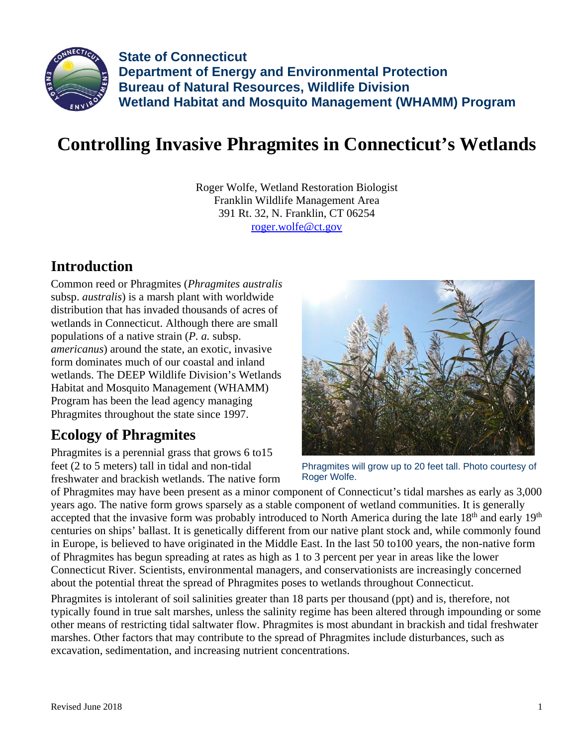**State of Connecticut**
**Department of Energy and Environmental Protection**
**Bureau of Natural Resources, Wildlife Division**
**Wetland Habitat and Mosquito Management (WHAMM) Program**

# Controlling Invasive Phragmites in Connecticut's Wetlands

Roger Wolfe, Wetland Restoration Biologist
Franklin Wildlife Management Area
391 Rt. 32, N. Franklin, CT 06254
roger.wolfe@ct.gov

## Introduction

Common reed or Phragmites (*Phragmites australis* subsp. *australis*) is a marsh plant with worldwide distribution that has invaded thousands of acres of wetlands in Connecticut. Although there are small populations of a native strain (*P. a.* subsp. *americanus*) around the state, an exotic, invasive form dominates much of our coastal and inland wetlands. The DEEP Wildlife Division's Wetlands Habitat and Mosquito Management (WHAMM) Program has been the lead agency managing Phragmites throughout the state since 1997.

Phragmites will grow up to 20 feet tall. Photo courtesy of Roger Wolfe.

## Ecology of Phragmites

Phragmites is a perennial grass that grows 6 to15 feet (2 to 5 meters) tall in tidal and non-tidal freshwater and brackish wetlands. The native form of Phragmites may have been present as a minor component of Connecticut's tidal marshes as early as 3,000 years ago. The native form grows sparsely as a stable component of wetland communities. It is generally accepted that the invasive form was probably introduced to North America during the late 18th and early 19th centuries on ships' ballast. It is genetically different from our native plant stock and, while commonly found in Europe, is believed to have originated in the Middle East. In the last 50 to100 years, the non-native form of Phragmites has begun spreading at rates as high as 1 to 3 percent per year in areas like the lower Connecticut River. Scientists, environmental managers, and conservationists are increasingly concerned about the potential threat the spread of Phragmites poses to wetlands throughout Connecticut.

Phragmites is intolerant of soil salinities greater than 18 parts per thousand (ppt) and is, therefore, not typically found in true salt marshes, unless the salinity regime has been altered through impounding or some other means of restricting tidal saltwater flow. Phragmites is most abundant in brackish and tidal freshwater marshes. Other factors that may contribute to the spread of Phragmites include disturbances, such as excavation, sedimentation, and increasing nutrient concentrations.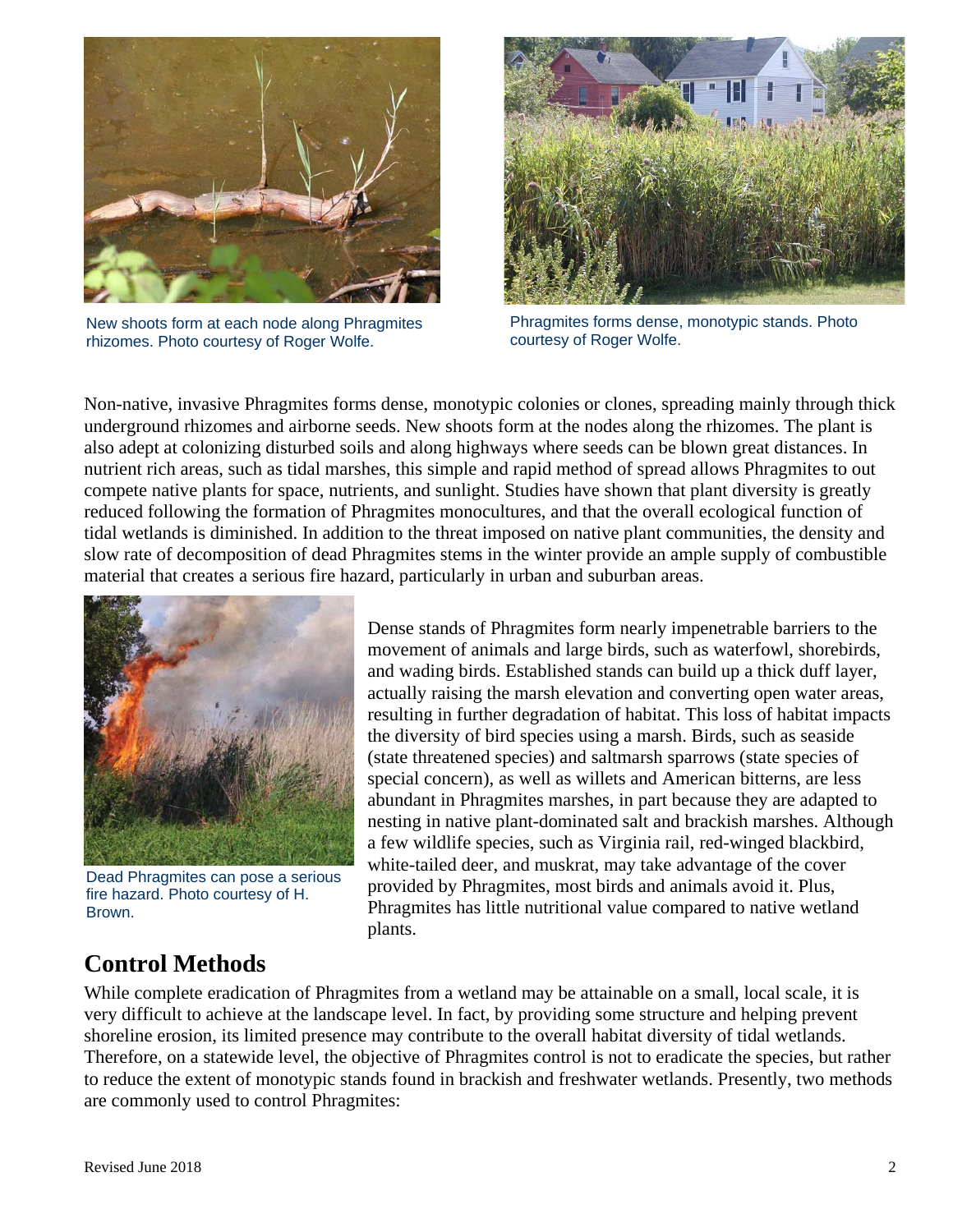New shoots form at each node along Phragmites rhizomes. Photo courtesy of Roger Wolfe.

Phragmites forms dense, monotypic stands. Photo courtesy of Roger Wolfe.

Non-native, invasive Phragmites forms dense, monotypic colonies or clones, spreading mainly through thick underground rhizomes and airborne seeds. New shoots form at the nodes along the rhizomes. The plant is also adept at colonizing disturbed soils and along highways where seeds can be blown great distances. In nutrient rich areas, such as tidal marshes, this simple and rapid method of spread allows Phragmites to out compete native plants for space, nutrients, and sunlight. Studies have shown that plant diversity is greatly reduced following the formation of Phragmites monocultures, and that the overall ecological function of tidal wetlands is diminished. In addition to the threat imposed on native plant communities, the density and slow rate of decomposition of dead Phragmites stems in the winter provide an ample supply of combustible material that creates a serious fire hazard, particularly in urban and suburban areas.

Dead Phragmites can pose a serious fire hazard. Photo courtesy of H. Brown.

Dense stands of Phragmites form nearly impenetrable barriers to the movement of animals and large birds, such as waterfowl, shorebirds, and wading birds. Established stands can build up a thick duff layer, actually raising the marsh elevation and converting open water areas, resulting in further degradation of habitat. This loss of habitat impacts the diversity of bird species using a marsh. Birds, such as seaside (state threatened species) and saltmarsh sparrows (state species of special concern), as well as willets and American bitterns, are less abundant in Phragmites marshes, in part because they are adapted to nesting in native plant-dominated salt and brackish marshes. Although a few wildlife species, such as Virginia rail, red-winged blackbird, white-tailed deer, and muskrat, may take advantage of the cover provided by Phragmites, most birds and animals avoid it. Plus, Phragmites has little nutritional value compared to native wetland plants.

## Control Methods

While complete eradication of Phragmites from a wetland may be attainable on a small, local scale, it is very difficult to achieve at the landscape level. In fact, by providing some structure and helping prevent shoreline erosion, its limited presence may contribute to the overall habitat diversity of tidal wetlands. Therefore, on a statewide level, the objective of Phragmites control is not to eradicate the species, but rather to reduce the extent of monotypic stands found in brackish and freshwater wetlands. Presently, two methods are commonly used to control Phragmites: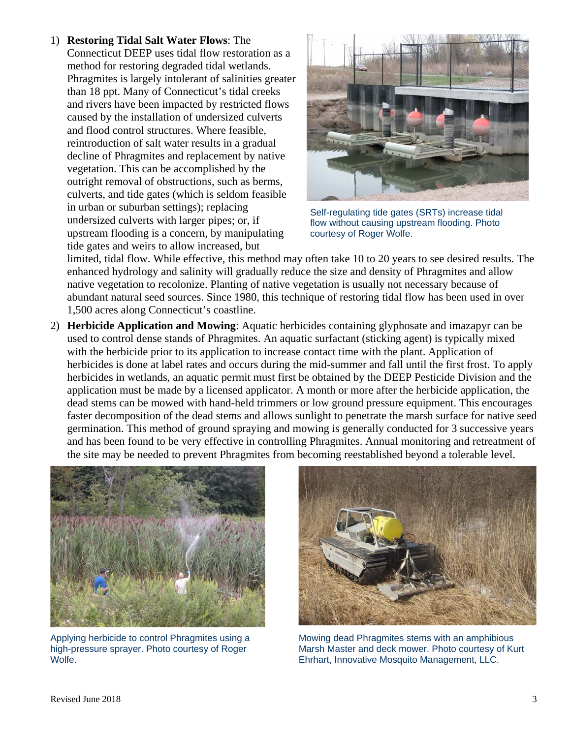1) **Restoring Tidal Salt Water Flows**: The Connecticut DEEP uses tidal flow restoration as a method for restoring degraded tidal wetlands. Phragmites is largely intolerant of salinities greater than 18 ppt. Many of Connecticut's tidal creeks and rivers have been impacted by restricted flows caused by the installation of undersized culverts and flood control structures. Where feasible, reintroduction of salt water results in a gradual decline of Phragmites and replacement by native vegetation. This can be accomplished by the outright removal of obstructions, such as berms, culverts, and tide gates (which is seldom feasible in urban or suburban settings); replacing undersized culverts with larger pipes; or, if upstream flooding is a concern, by manipulating tide gates and weirs to allow increased, but limited, tidal flow. While effective, this method may often take 10 to 20 years to see desired results. The enhanced hydrology and salinity will gradually reduce the size and density of Phragmites and allow native vegetation to recolonize. Planting of native vegetation is usually not necessary because of abundant natural seed sources. Since 1980, this technique of restoring tidal flow has been used in over 1,500 acres along Connecticut's coastline.

Self-regulating tide gates (SRTs) increase tidal flow without causing upstream flooding. Photo courtesy of Roger Wolfe.

2) **Herbicide Application and Mowing**: Aquatic herbicides containing glyphosate and imazapyr can be used to control dense stands of Phragmites. An aquatic surfactant (sticking agent) is typically mixed with the herbicide prior to its application to increase contact time with the plant. Application of herbicides is done at label rates and occurs during the mid-summer and fall until the first frost. To apply herbicides in wetlands, an aquatic permit must first be obtained by the DEEP Pesticide Division and the application must be made by a licensed applicator. A month or more after the herbicide application, the dead stems can be mowed with hand-held trimmers or low ground pressure equipment. This encourages faster decomposition of the dead stems and allows sunlight to penetrate the marsh surface for native seed germination. This method of ground spraying and mowing is generally conducted for 3 successive years and has been found to be very effective in controlling Phragmites. Annual monitoring and retreatment of the site may be needed to prevent Phragmites from becoming reestablished beyond a tolerable level.

Applying herbicide to control Phragmites using a high-pressure sprayer. Photo courtesy of Roger Wolfe.

Mowing dead Phragmites stems with an amphibious Marsh Master and deck mower. Photo courtesy of Kurt Ehrhart, Innovative Mosquito Management, LLC.

Revised June 2018